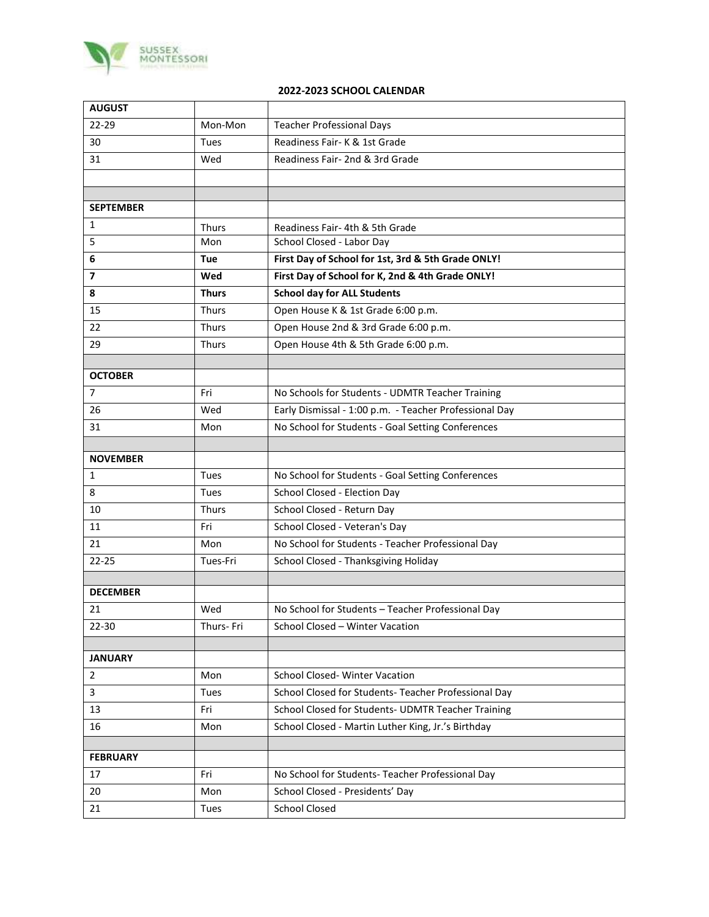SUSSEX MONTESSORI

## 2022-2023 SCHOOL CALENDAR

| **AUGUST** | | |
|---|---|---|
| 22-29 | Mon-Mon | Teacher Professional Days |
| 30 | Tues | Readiness Fair- K & 1st Grade |
| 31 | Wed | Readiness Fair- 2nd & 3rd Grade |
| | | |
| | | |
| **SEPTEMBER** | | |
| 1 | Thurs | Readiness Fair- 4th & 5th Grade |
| 5 | Mon | School Closed - Labor Day |
| **6** | **Tue** | **First Day of School for 1st, 3rd & 5th Grade ONLY!** |
| **7** | **Wed** | **First Day of School for K, 2nd & 4th Grade ONLY!** |
| **8** | **Thurs** | **School day for ALL Students** |
| 15 | Thurs | Open House K & 1st Grade 6:00 p.m. |
| 22 | Thurs | Open House 2nd & 3rd Grade 6:00 p.m. |
| 29 | Thurs | Open House 4th & 5th Grade 6:00 p.m. |
| | | |
| **OCTOBER** | | |
| 7 | Fri | No Schools for Students - UDMTR Teacher Training |
| 26 | Wed | Early Dismissal - 1:00 p.m. - Teacher Professional Day |
| 31 | Mon | No School for Students - Goal Setting Conferences |
| | | |
| **NOVEMBER** | | |
| 1 | Tues | No School for Students - Goal Setting Conferences |
| 8 | Tues | School Closed - Election Day |
| 10 | Thurs | School Closed - Return Day |
| 11 | Fri | School Closed - Veteran's Day |
| 21 | Mon | No School for Students - Teacher Professional Day |
| 22-25 | Tues-Fri | School Closed - Thanksgiving Holiday |
| | | |
| **DECEMBER** | | |
| 21 | Wed | No School for Students – Teacher Professional Day |
| 22-30 | Thurs- Fri | School Closed – Winter Vacation |
| | | |
| **JANUARY** | | |
| 2 | Mon | School Closed- Winter Vacation |
| 3 | Tues | School Closed for Students- Teacher Professional Day |
| 13 | Fri | School Closed for Students- UDMTR Teacher Training |
| 16 | Mon | School Closed - Martin Luther King, Jr.'s Birthday |
| | | |
| **FEBRUARY** | | |
| 17 | Fri | No School for Students- Teacher Professional Day |
| 20 | Mon | School Closed - Presidents' Day |
| 21 | Tues | School Closed |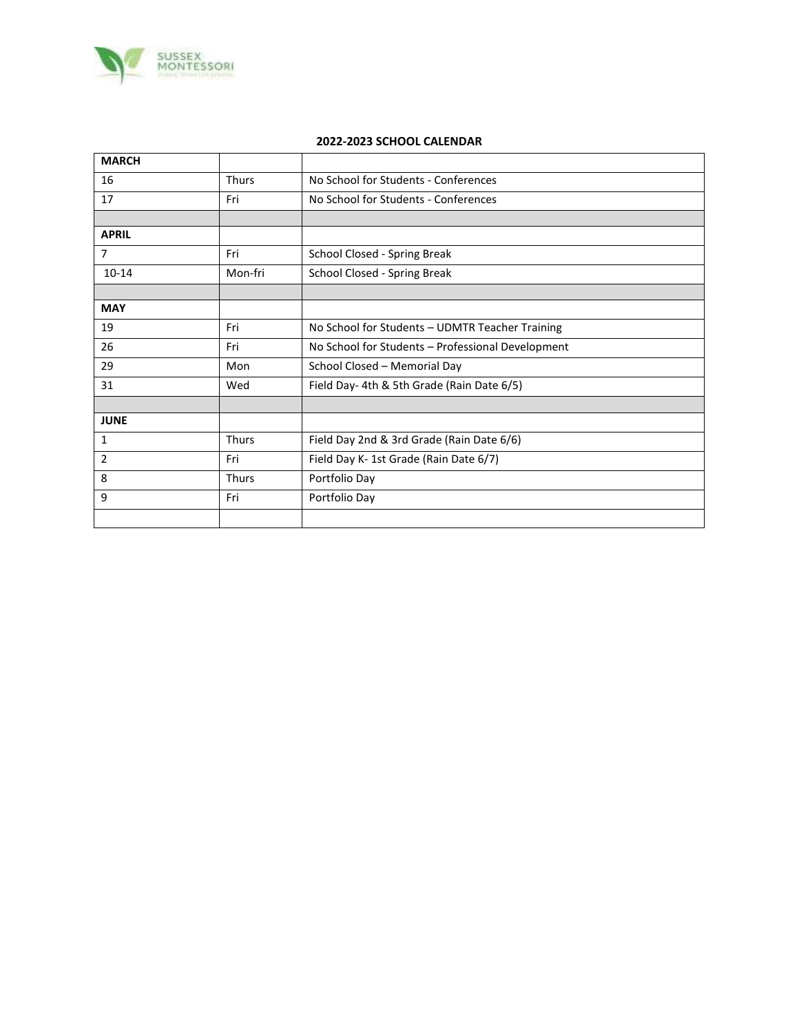**2022-2023 SCHOOL CALENDAR**

| | | |
|---|---|---|
| **MARCH** | | |
| 16 | Thurs | No School for Students - Conferences |
| 17 | Fri | No School for Students - Conferences |
| | | |
| **APRIL** | | |
| 7 | Fri | School Closed - Spring Break |
| 10-14 | Mon-fri | School Closed - Spring Break |
| | | |
| **MAY** | | |
| 19 | Fri | No School for Students – UDMTR Teacher Training |
| 26 | Fri | No School for Students – Professional Development |
| 29 | Mon | School Closed – Memorial Day |
| 31 | Wed | Field Day- 4th & 5th Grade (Rain Date 6/5) |
| | | |
| **JUNE** | | |
| 1 | Thurs | Field Day 2nd & 3rd Grade (Rain Date 6/6) |
| 2 | Fri | Field Day K- 1st Grade (Rain Date 6/7) |
| 8 | Thurs | Portfolio Day |
| 9 | Fri | Portfolio Day |
| | | |